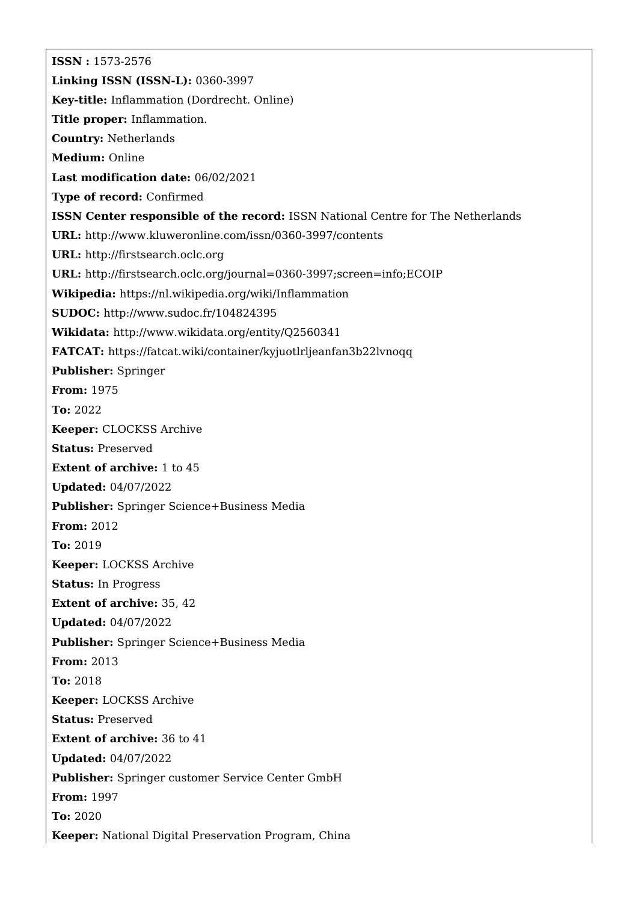**ISSN :** 1573-2576

**Linking ISSN (ISSN-L):** 0360-3997

**Key-title:** Inflammation (Dordrecht. Online)

**Title proper:** Inflammation.

**Country:** Netherlands

**Medium:** Online

**Last modification date:** 06/02/2021

**Type of record:** Confirmed

**ISSN Center responsible of the record:** ISSN National Centre for The Netherlands

**URL:** http://www.kluweronline.com/issn/0360-3997/contents

**URL:** http://firstsearch.oclc.org

**URL:** http://firstsearch.oclc.org/journal=0360-3997;screen=info;ECOIP

**Wikipedia:** https://nl.wikipedia.org/wiki/Inflammation

**SUDOC:** http://www.sudoc.fr/104824395

**Wikidata:** http://www.wikidata.org/entity/Q2560341

**FATCAT:** https://fatcat.wiki/container/kyjuotlrljeanfan3b22lvnoqq

**Publisher:** Springer

**From:** 1975

**To:** 2022

**Keeper:** CLOCKSS Archive

**Status:** Preserved

**Extent of archive:** 1 to 45

**Updated:** 04/07/2022

**Publisher:** Springer Science+Business Media

**From:** 2012

**To:** 2019

**Keeper:** LOCKSS Archive

**Status:** In Progress

**Extent of archive:** 35, 42

**Updated:** 04/07/2022

**Publisher:** Springer Science+Business Media

**From:** 2013

**To:** 2018

**Keeper:** LOCKSS Archive

**Status:** Preserved

**Extent of archive:** 36 to 41

**Updated:** 04/07/2022

**Publisher:** Springer customer Service Center GmbH

**From:** 1997

**To:** 2020

**Keeper:** National Digital Preservation Program, China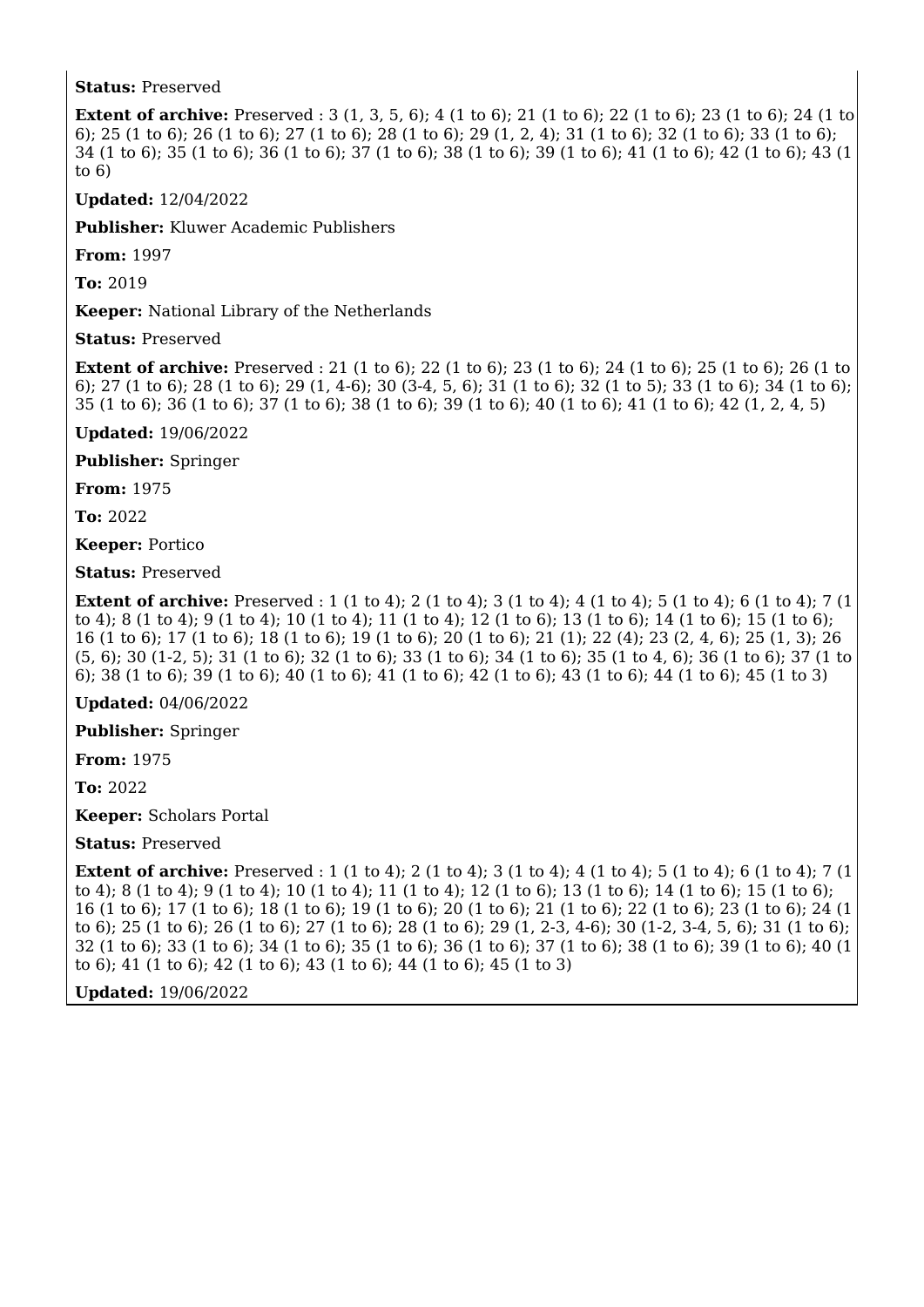**Status:** Preserved

**Extent of archive:** Preserved : 3 (1, 3, 5, 6); 4 (1 to 6); 21 (1 to 6); 22 (1 to 6); 23 (1 to 6); 24 (1 to 6); 25 (1 to 6); 26 (1 to 6); 27 (1 to 6); 28 (1 to 6); 29 (1, 2, 4); 31 (1 to 6); 32 (1 to 6); 33 (1 to 6); 34 (1 to 6); 35 (1 to 6); 36 (1 to 6); 37 (1 to 6); 38 (1 to 6); 39 (1 to 6); 41 (1 to 6); 42 (1 to 6); 43 (1 to 6)

**Updated:** 12/04/2022

**Publisher:** Kluwer Academic Publishers

**From:** 1997

**To:** 2019

**Keeper:** National Library of the Netherlands

**Status:** Preserved

**Extent of archive:** Preserved : 21 (1 to 6); 22 (1 to 6); 23 (1 to 6); 24 (1 to 6); 25 (1 to 6); 26 (1 to 6); 27 (1 to 6); 28 (1 to 6); 29 (1, 4-6); 30 (3-4, 5, 6); 31 (1 to 6); 32 (1 to 5); 33 (1 to 6); 34 (1 to 6); 35 (1 to 6); 36 (1 to 6); 37 (1 to 6); 38 (1 to 6); 39 (1 to 6); 40 (1 to 6); 41 (1 to 6); 42 (1, 2, 4, 5)

**Updated:** 19/06/2022

**Publisher:** Springer

**From:** 1975

**To:** 2022

**Keeper:** Portico

**Status:** Preserved

**Extent of archive:** Preserved : 1 (1 to 4); 2 (1 to 4); 3 (1 to 4); 4 (1 to 4); 5 (1 to 4); 6 (1 to 4); 7 (1 to 4); 8 (1 to 4); 9 (1 to 4); 10 (1 to 4); 11 (1 to 4); 12 (1 to 6); 13 (1 to 6); 14 (1 to 6); 15 (1 to 6); 16 (1 to 6); 17 (1 to 6); 18 (1 to 6); 19 (1 to 6); 20 (1 to 6); 21 (1); 22 (4); 23 (2, 4, 6); 25 (1, 3); 26 (5, 6); 30 (1-2, 5); 31 (1 to 6); 32 (1 to 6); 33 (1 to 6); 34 (1 to 6); 35 (1 to 4, 6); 36 (1 to 6); 37 (1 to 6); 38 (1 to 6); 39 (1 to 6); 40 (1 to 6); 41 (1 to 6); 42 (1 to 6); 43 (1 to 6); 44 (1 to 6); 45 (1 to 3)

**Updated:** 04/06/2022

**Publisher:** Springer

**From:** 1975

**To:** 2022

**Keeper:** Scholars Portal

**Status:** Preserved

**Extent of archive:** Preserved : 1 (1 to 4); 2 (1 to 4); 3 (1 to 4); 4 (1 to 4); 5 (1 to 4); 6 (1 to 4); 7 (1 to 4); 8 (1 to 4); 9 (1 to 4); 10 (1 to 4); 11 (1 to 4); 12 (1 to 6); 13 (1 to 6); 14 (1 to 6); 15 (1 to 6); 16 (1 to 6); 17 (1 to 6); 18 (1 to 6); 19 (1 to 6); 20 (1 to 6); 21 (1 to 6); 22 (1 to 6); 23 (1 to 6); 24 (1 to 6); 25 (1 to 6); 26 (1 to 6); 27 (1 to 6); 28 (1 to 6); 29 (1, 2-3, 4-6); 30 (1-2, 3-4, 5, 6); 31 (1 to 6); 32 (1 to 6); 33 (1 to 6); 34 (1 to 6); 35 (1 to 6); 36 (1 to 6); 37 (1 to 6); 38 (1 to 6); 39 (1 to 6); 40 (1 to 6); 41 (1 to 6); 42 (1 to 6); 43 (1 to 6); 44 (1 to 6); 45 (1 to 3)

**Updated:** 19/06/2022